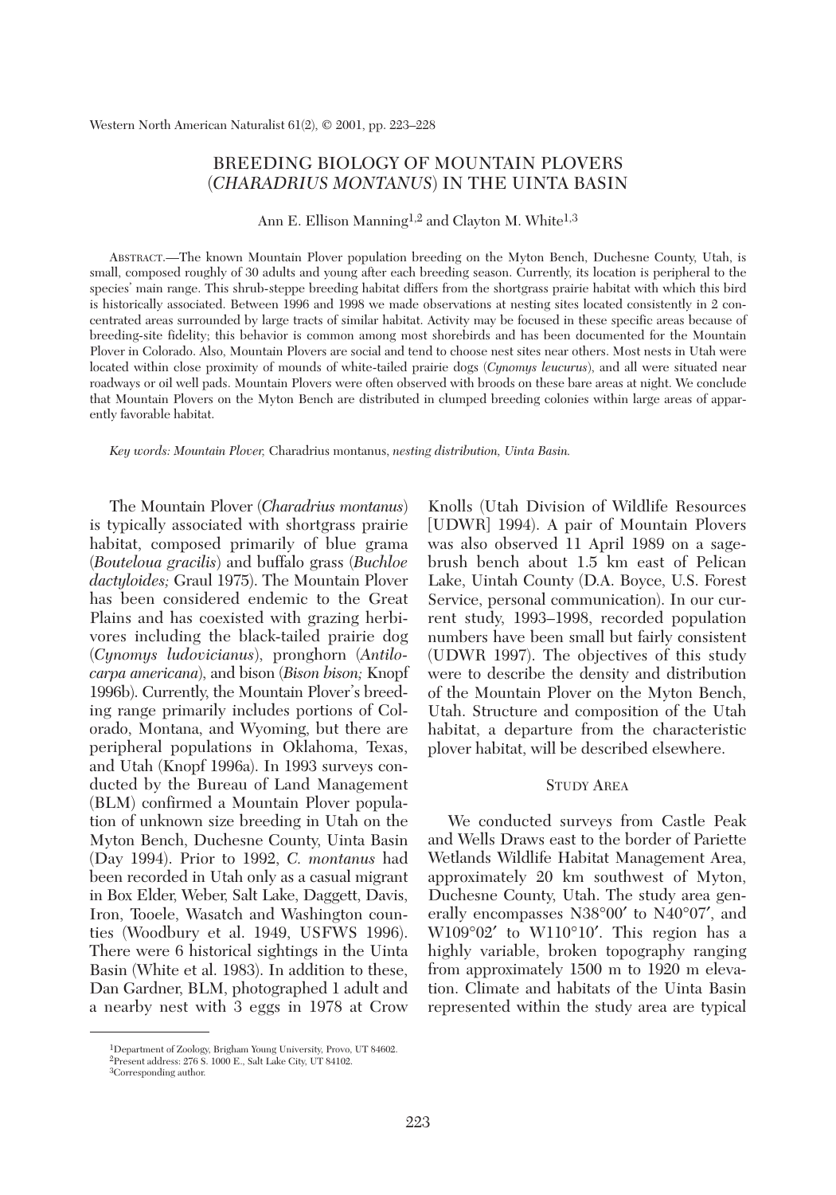# BREEDING BIOLOGY OF MOUNTAIN PLOVERS (*CHARADRIUS MONTANUS*) IN THE UINTA BASIN

Ann E. Ellison Manning[1,2] and Clayton M. White[1,3]

ABSTRACT.—The known Mountain Plover population breeding on the Myton Bench, Duchesne County, Utah, is small, composed roughly of 30 adults and young after each breeding season. Currently, its location is peripheral to the species' main range. This shrub-steppe breeding habitat differs from the shortgrass prairie habitat with which this bird is historically associated. Between 1996 and 1998 we made observations at nesting sites located consistently in 2 concentrated areas surrounded by large tracts of similar habitat. Activity may be focused in these specific areas because of breeding-site fidelity; this behavior is common among most shorebirds and has been documented for the Mountain Plover in Colorado. Also, Mountain Plovers are social and tend to choose nest sites near others. Most nests in Utah were located within close proximity of mounds of white-tailed prairie dogs (*Cynomys leucurus*), and all were situated near roadways or oil well pads. Mountain Plovers were often observed with broods on these bare areas at night. We conclude that Mountain Plovers on the Myton Bench are distributed in clumped breeding colonies within large areas of apparently favorable habitat.

*Key words: Mountain Plover,* Charadrius montanus, *nesting distribution, Uinta Basin.*

The Mountain Plover (*Charadrius montanus*) is typically associated with shortgrass prairie habitat, composed primarily of blue grama (*Bouteloua gracilis*) and buffalo grass (*Buchloe dactyloides;* Graul 1975). The Mountain Plover has been considered endemic to the Great Plains and has coexisted with grazing herbivores including the black-tailed prairie dog (*Cynomys ludovicianus*), pronghorn (*Antilocarpa americana*), and bison (*Bison bison;* Knopf 1996b). Currently, the Mountain Plover's breeding range primarily includes portions of Colorado, Montana, and Wyoming, but there are peripheral populations in Oklahoma, Texas, and Utah (Knopf 1996a). In 1993 surveys conducted by the Bureau of Land Management (BLM) confirmed a Mountain Plover population of unknown size breeding in Utah on the Myton Bench, Duchesne County, Uinta Basin (Day 1994). Prior to 1992, *C. montanus* had been recorded in Utah only as a casual migrant in Box Elder, Weber, Salt Lake, Daggett, Davis, Iron, Tooele, Wasatch and Washington counties (Woodbury et al. 1949, USFWS 1996). There were 6 historical sightings in the Uinta Basin (White et al. 1983). In addition to these, Dan Gardner, BLM, photographed 1 adult and a nearby nest with 3 eggs in 1978 at Crow Knolls (Utah Division of Wildlife Resources [UDWR] 1994). A pair of Mountain Plovers was also observed 11 April 1989 on a sagebrush bench about 1.5 km east of Pelican Lake, Uintah County (D.A. Boyce, U.S. Forest Service, personal communication). In our current study, 1993–1998, recorded population numbers have been small but fairly consistent (UDWR 1997). The objectives of this study were to describe the density and distribution of the Mountain Plover on the Myton Bench, Utah. Structure and composition of the Utah habitat, a departure from the characteristic plover habitat, will be described elsewhere.

## STUDY AREA

We conducted surveys from Castle Peak and Wells Draws east to the border of Pariette Wetlands Wildlife Habitat Management Area, approximately 20 km southwest of Myton, Duchesne County, Utah. The study area generally encompasses N38°00′ to N40°07′, and W109°02′ to W110°10′. This region has a highly variable, broken topography ranging from approximately 1500 m to 1920 m elevation. Climate and habitats of the Uinta Basin represented within the study area are typical

---

[1]Department of Zoology, Brigham Young University, Provo, UT 84602.
[2]Present address: 276 S. 1000 E., Salt Lake City, UT 84102.
[3]Corresponding author.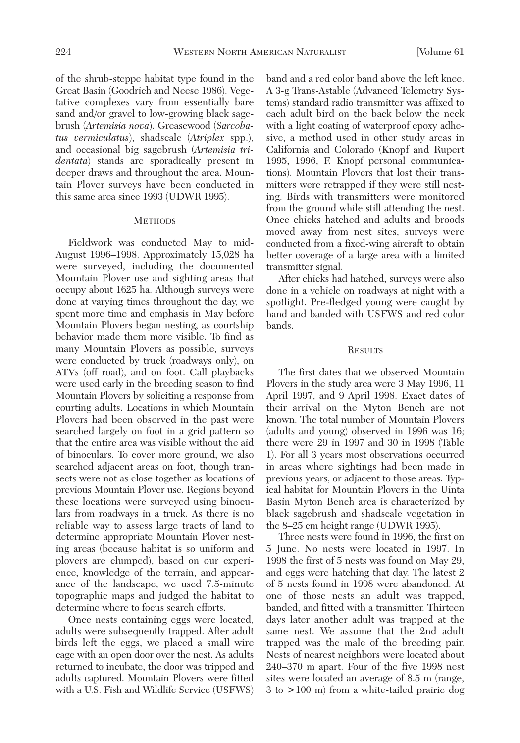of the shrub-steppe habitat type found in the Great Basin (Goodrich and Neese 1986). Vegetative complexes vary from essentially bare sand and/or gravel to low-growing black sagebrush (*Artemisia nova*). Greasewood (*Sarcobatus vermiculatus*), shadscale (*Atriplex* spp.), and occasional big sagebrush (*Artemisia tridentata*) stands are sporadically present in deeper draws and throughout the area. Mountain Plover surveys have been conducted in this same area since 1993 (UDWR 1995).

## Methods

Fieldwork was conducted May to mid-August 1996–1998. Approximately 15,028 ha were surveyed, including the documented Mountain Plover use and sighting areas that occupy about 1625 ha. Although surveys were done at varying times throughout the day, we spent more time and emphasis in May before Mountain Plovers began nesting, as courtship behavior made them more visible. To find as many Mountain Plovers as possible, surveys were conducted by truck (roadways only), on ATVs (off road), and on foot. Call playbacks were used early in the breeding season to find Mountain Plovers by soliciting a response from courting adults. Locations in which Mountain Plovers had been observed in the past were searched largely on foot in a grid pattern so that the entire area was visible without the aid of binoculars. To cover more ground, we also searched adjacent areas on foot, though transects were not as close together as locations of previous Mountain Plover use. Regions beyond these locations were surveyed using binoculars from roadways in a truck. As there is no reliable way to assess large tracts of land to determine appropriate Mountain Plover nesting areas (because habitat is so uniform and plovers are clumped), based on our experience, knowledge of the terrain, and appearance of the landscape, we used 7.5-minute topographic maps and judged the habitat to determine where to focus search efforts.

Once nests containing eggs were located, adults were subsequently trapped. After adult birds left the eggs, we placed a small wire cage with an open door over the nest. As adults returned to incubate, the door was tripped and adults captured. Mountain Plovers were fitted with a U.S. Fish and Wildlife Service (USFWS) band and a red color band above the left knee. A 3-g Trans-Astable (Advanced Telemetry Systems) standard radio transmitter was affixed to each adult bird on the back below the neck with a light coating of waterproof epoxy adhesive, a method used in other study areas in California and Colorado (Knopf and Rupert 1995, 1996, F. Knopf personal communications). Mountain Plovers that lost their transmitters were retrapped if they were still nesting. Birds with transmitters were monitored from the ground while still attending the nest. Once chicks hatched and adults and broods moved away from nest sites, surveys were conducted from a fixed-wing aircraft to obtain better coverage of a large area with a limited transmitter signal.

After chicks had hatched, surveys were also done in a vehicle on roadways at night with a spotlight. Pre-fledged young were caught by hand and banded with USFWS and red color bands.

## Results

The first dates that we observed Mountain Plovers in the study area were 3 May 1996, 11 April 1997, and 9 April 1998. Exact dates of their arrival on the Myton Bench are not known. The total number of Mountain Plovers (adults and young) observed in 1996 was 16; there were 29 in 1997 and 30 in 1998 (Table 1). For all 3 years most observations occurred in areas where sightings had been made in previous years, or adjacent to those areas. Typical habitat for Mountain Plovers in the Uinta Basin Myton Bench area is characterized by black sagebrush and shadscale vegetation in the 8–25 cm height range (UDWR 1995).

Three nests were found in 1996, the first on 5 June. No nests were located in 1997. In 1998 the first of 5 nests was found on May 29, and eggs were hatching that day. The latest 2 of 5 nests found in 1998 were abandoned. At one of those nests an adult was trapped, banded, and fitted with a transmitter. Thirteen days later another adult was trapped at the same nest. We assume that the 2nd adult trapped was the male of the breeding pair. Nests of nearest neighbors were located about 240–370 m apart. Four of the five 1998 nest sites were located an average of 8.5 m (range, 3 to >100 m) from a white-tailed prairie dog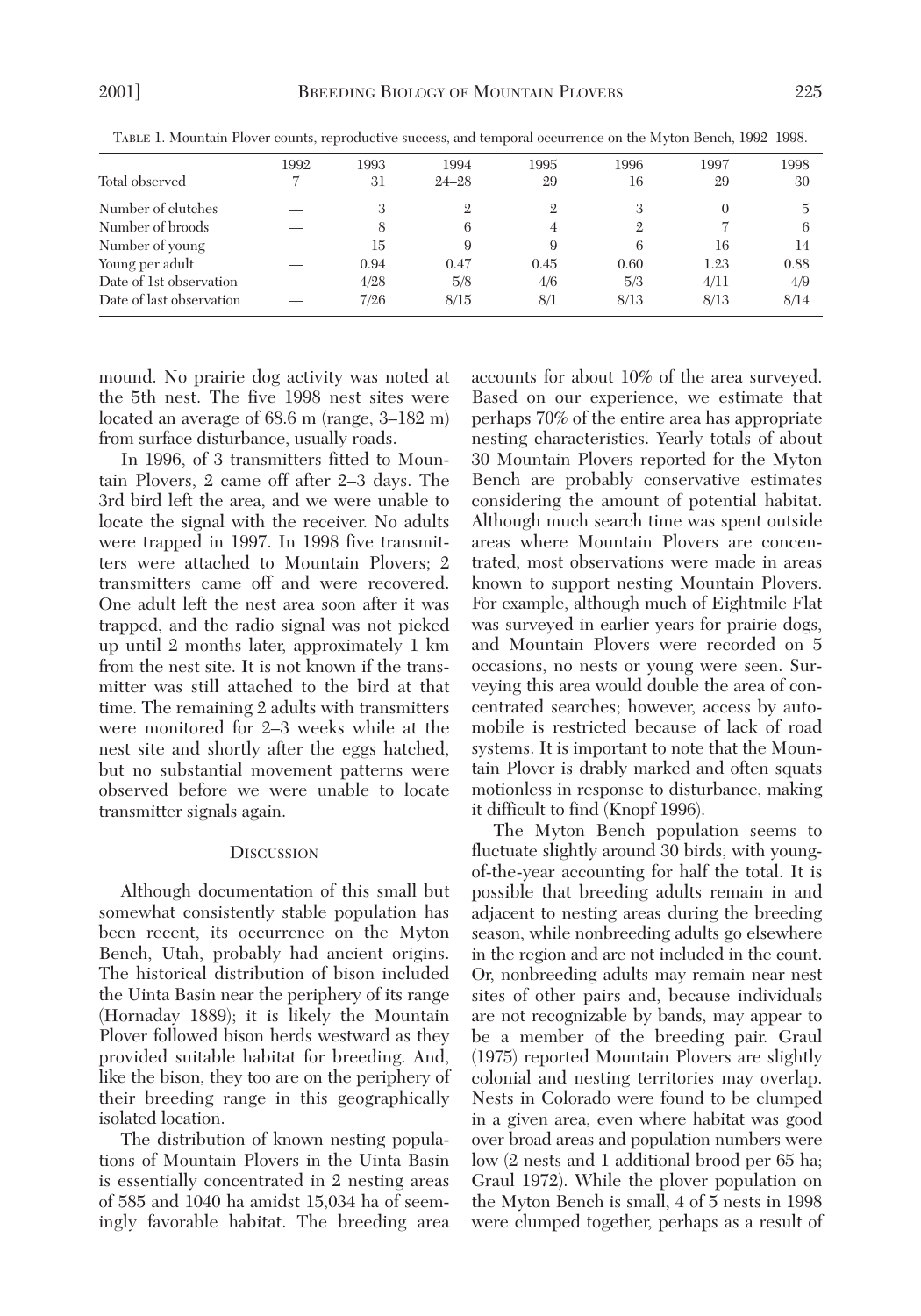TABLE 1. Mountain Plover counts, reproductive success, and temporal occurrence on the Myton Bench, 1992–1998.

| Total observed | 1992<br>7 | 1993<br>31 | 1994<br>24–28 | 1995<br>29 | 1996<br>16 | 1997<br>29 | 1998<br>30 |
|---|---|---|---|---|---|---|---|
| Number of clutches | — | 3 | 2 | 2 | 3 | 0 | 5 |
| Number of broods | — | 8 | 6 | 4 | 2 | 7 | 6 |
| Number of young | — | 15 | 9 | 9 | 6 | 16 | 14 |
| Young per adult | — | 0.94 | 0.47 | 0.45 | 0.60 | 1.23 | 0.88 |
| Date of 1st observation | — | 4/28 | 5/8 | 4/6 | 5/3 | 4/11 | 4/9 |
| Date of last observation | — | 7/26 | 8/15 | 8/1 | 8/13 | 8/13 | 8/14 |

mound. No prairie dog activity was noted at the 5th nest. The five 1998 nest sites were located an average of 68.6 m (range, 3–182 m) from surface disturbance, usually roads.

In 1996, of 3 transmitters fitted to Mountain Plovers, 2 came off after 2–3 days. The 3rd bird left the area, and we were unable to locate the signal with the receiver. No adults were trapped in 1997. In 1998 five transmitters were attached to Mountain Plovers; 2 transmitters came off and were recovered. One adult left the nest area soon after it was trapped, and the radio signal was not picked up until 2 months later, approximately 1 km from the nest site. It is not known if the transmitter was still attached to the bird at that time. The remaining 2 adults with transmitters were monitored for 2–3 weeks while at the nest site and shortly after the eggs hatched, but no substantial movement patterns were observed before we were unable to locate transmitter signals again.

## DISCUSSION

Although documentation of this small but somewhat consistently stable population has been recent, its occurrence on the Myton Bench, Utah, probably had ancient origins. The historical distribution of bison included the Uinta Basin near the periphery of its range (Hornaday 1889); it is likely the Mountain Plover followed bison herds westward as they provided suitable habitat for breeding. And, like the bison, they too are on the periphery of their breeding range in this geographically isolated location.

The distribution of known nesting populations of Mountain Plovers in the Uinta Basin is essentially concentrated in 2 nesting areas of 585 and 1040 ha amidst 15,034 ha of seemingly favorable habitat. The breeding area accounts for about 10% of the area surveyed. Based on our experience, we estimate that perhaps 70% of the entire area has appropriate nesting characteristics. Yearly totals of about 30 Mountain Plovers reported for the Myton Bench are probably conservative estimates considering the amount of potential habitat. Although much search time was spent outside areas where Mountain Plovers are concentrated, most observations were made in areas known to support nesting Mountain Plovers. For example, although much of Eightmile Flat was surveyed in earlier years for prairie dogs, and Mountain Plovers were recorded on 5 occasions, no nests or young were seen. Surveying this area would double the area of concentrated searches; however, access by automobile is restricted because of lack of road systems. It is important to note that the Mountain Plover is drably marked and often squats motionless in response to disturbance, making it difficult to find (Knopf 1996).

The Myton Bench population seems to fluctuate slightly around 30 birds, with young-of-the-year accounting for half the total. It is possible that breeding adults remain in and adjacent to nesting areas during the breeding season, while nonbreeding adults go elsewhere in the region and are not included in the count. Or, nonbreeding adults may remain near nest sites of other pairs and, because individuals are not recognizable by bands, may appear to be a member of the breeding pair. Graul (1975) reported Mountain Plovers are slightly colonial and nesting territories may overlap. Nests in Colorado were found to be clumped in a given area, even where habitat was good over broad areas and population numbers were low (2 nests and 1 additional brood per 65 ha; Graul 1972). While the plover population on the Myton Bench is small, 4 of 5 nests in 1998 were clumped together, perhaps as a result of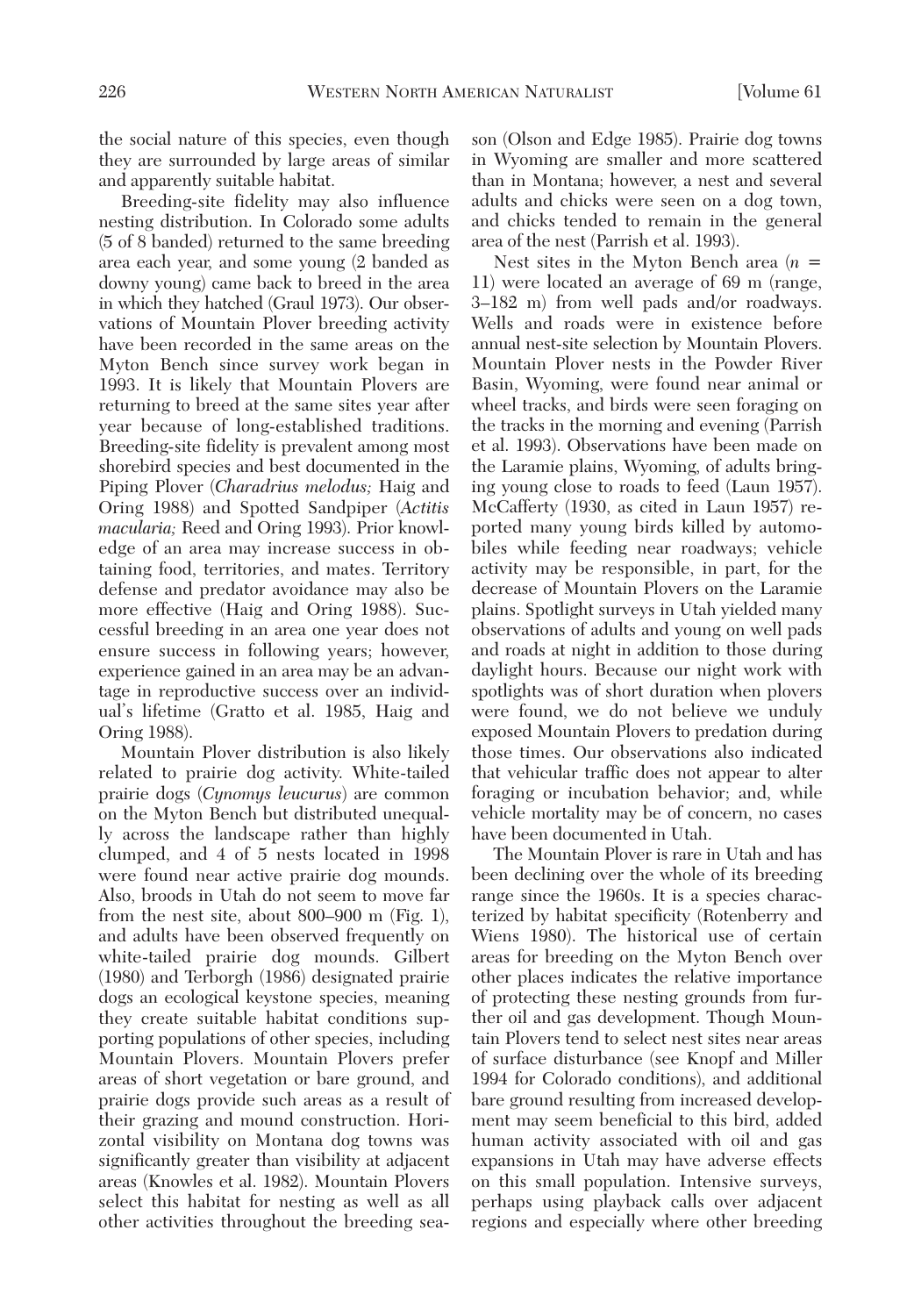the social nature of this species, even though they are surrounded by large areas of similar and apparently suitable habitat.

Breeding-site fidelity may also influence nesting distribution. In Colorado some adults (5 of 8 banded) returned to the same breeding area each year, and some young (2 banded as downy young) came back to breed in the area in which they hatched (Graul 1973). Our observations of Mountain Plover breeding activity have been recorded in the same areas on the Myton Bench since survey work began in 1993. It is likely that Mountain Plovers are returning to breed at the same sites year after year because of long-established traditions. Breeding-site fidelity is prevalent among most shorebird species and best documented in the Piping Plover (*Charadrius melodus;* Haig and Oring 1988) and Spotted Sandpiper (*Actitis macularia;* Reed and Oring 1993). Prior knowledge of an area may increase success in obtaining food, territories, and mates. Territory defense and predator avoidance may also be more effective (Haig and Oring 1988). Successful breeding in an area one year does not ensure success in following years; however, experience gained in an area may be an advantage in reproductive success over an individual's lifetime (Gratto et al. 1985, Haig and Oring 1988).

Mountain Plover distribution is also likely related to prairie dog activity. White-tailed prairie dogs (*Cynomys leucurus*) are common on the Myton Bench but distributed unequally across the landscape rather than highly clumped, and 4 of 5 nests located in 1998 were found near active prairie dog mounds. Also, broods in Utah do not seem to move far from the nest site, about 800–900 m (Fig. 1), and adults have been observed frequently on white-tailed prairie dog mounds. Gilbert (1980) and Terborgh (1986) designated prairie dogs an ecological keystone species, meaning they create suitable habitat conditions supporting populations of other species, including Mountain Plovers. Mountain Plovers prefer areas of short vegetation or bare ground, and prairie dogs provide such areas as a result of their grazing and mound construction. Horizontal visibility on Montana dog towns was significantly greater than visibility at adjacent areas (Knowles et al. 1982). Mountain Plovers select this habitat for nesting as well as all other activities throughout the breeding season (Olson and Edge 1985). Prairie dog towns in Wyoming are smaller and more scattered than in Montana; however, a nest and several adults and chicks were seen on a dog town, and chicks tended to remain in the general area of the nest (Parrish et al. 1993).

Nest sites in the Myton Bench area ($n$ = 11) were located an average of 69 m (range, 3–182 m) from well pads and/or roadways. Wells and roads were in existence before annual nest-site selection by Mountain Plovers. Mountain Plover nests in the Powder River Basin, Wyoming, were found near animal or wheel tracks, and birds were seen foraging on the tracks in the morning and evening (Parrish et al. 1993). Observations have been made on the Laramie plains, Wyoming, of adults bringing young close to roads to feed (Laun 1957). McCafferty (1930, as cited in Laun 1957) reported many young birds killed by automobiles while feeding near roadways; vehicle activity may be responsible, in part, for the decrease of Mountain Plovers on the Laramie plains. Spotlight surveys in Utah yielded many observations of adults and young on well pads and roads at night in addition to those during daylight hours. Because our night work with spotlights was of short duration when plovers were found, we do not believe we unduly exposed Mountain Plovers to predation during those times. Our observations also indicated that vehicular traffic does not appear to alter foraging or incubation behavior; and, while vehicle mortality may be of concern, no cases have been documented in Utah.

The Mountain Plover is rare in Utah and has been declining over the whole of its breeding range since the 1960s. It is a species characterized by habitat specificity (Rotenberry and Wiens 1980). The historical use of certain areas for breeding on the Myton Bench over other places indicates the relative importance of protecting these nesting grounds from further oil and gas development. Though Mountain Plovers tend to select nest sites near areas of surface disturbance (see Knopf and Miller 1994 for Colorado conditions), and additional bare ground resulting from increased development may seem beneficial to this bird, added human activity associated with oil and gas expansions in Utah may have adverse effects on this small population. Intensive surveys, perhaps using playback calls over adjacent regions and especially where other breeding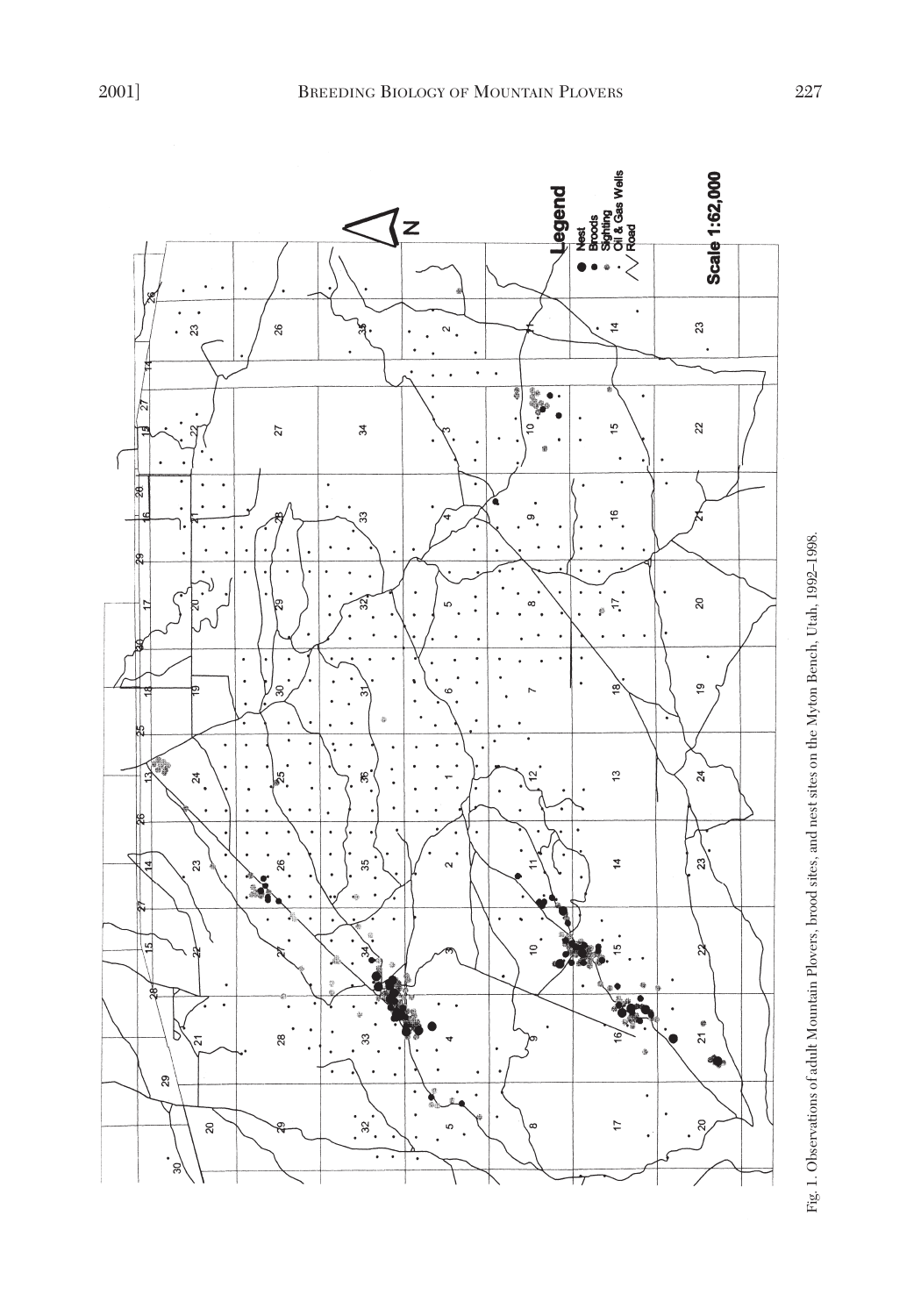Fig. 1. Observations of adult Mountain Plovers, brood sites, and nest sites on the Myton Bench, Utah, 1992–1998.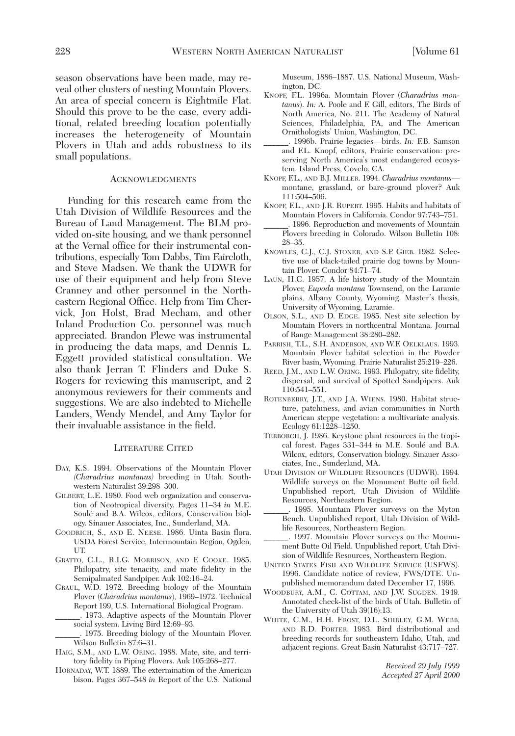season observations have been made, may reveal other clusters of nesting Mountain Plovers. An area of special concern is Eightmile Flat. Should this prove to be the case, every additional, related breeding location potentially increases the heterogeneity of Mountain Plovers in Utah and adds robustness to its small populations.

## Acknowledgments

Funding for this research came from the Utah Division of Wildlife Resources and the Bureau of Land Management. The BLM provided on-site housing, and we thank personnel at the Vernal office for their instrumental contributions, especially Tom Dabbs, Tim Faircloth, and Steve Madsen. We thank the UDWR for use of their equipment and help from Steve Cranney and other personnel in the Northeastern Regional Office. Help from Tim Chervick, Jon Holst, Brad Mecham, and other Inland Production Co. personnel was much appreciated. Brandon Plewe was instrumental in producing the data maps, and Dennis L. Eggett provided statistical consultation. We also thank Jerran T. Flinders and Duke S. Rogers for reviewing this manuscript, and 2 anonymous reviewers for their comments and suggestions. We are also indebted to Michelle Landers, Wendy Mendel, and Amy Taylor for their invaluable assistance in the field.

## Literature Cited

Day, K.S. 1994. Observations of the Mountain Plover *(Charadrius montanus)* breeding in Utah. Southwestern Naturalist 39:298–300.

Gilbert, L.E. 1980. Food web organization and conservation of Neotropical diversity. Pages 11–34 *in* M.E. Soulé and B.A. Wilcox, editors, Conservation biology. Sinauer Associates, Inc., Sunderland, MA.

Goodrich, S., and E. Neese. 1986. Uinta Basin flora. USDA Forest Service, Intermountain Region, Ogden, UT.

Gratto, C.L., R.I.G. Morrison, and F. Cooke. 1985. Philopatry, site tenacity, and mate fidelity in the Semipalmated Sandpiper. Auk 102:16–24.

Graul, W.D. 1972. Breeding biology of the Mountain Plover (*Charadrius montanus*), 1969–1972. Technical Report 199, U.S. International Biological Program.

______. 1973. Adaptive aspects of the Mountain Plover social system. Living Bird 12:69–93.

______. 1975. Breeding biology of the Mountain Plover. Wilson Bulletin 87:6–31.

Haig, S.M., and L.W. Oring. 1988. Mate, site, and territory fidelity in Piping Plovers. Auk 105:268–277.

Hornaday, W.T. 1889. The extermination of the American bison. Pages 367–548 *in* Report of the U.S. National Museum, 1886–1887. U.S. National Museum, Washington, DC.

Knopf, F.L. 1996a. Mountain Plover (*Charadrius montanus*). *In:* A. Poole and F. Gill, editors, The Birds of North America, No. 211. The Academy of Natural Sciences, Philadelphia, PA, and The American Ornithologists' Union, Washington, DC.

______. 1996b. Prairie legacies—birds. *In:* F.B. Samson and F.L. Knopf, editors, Prairie conservation: preserving North America's most endangered ecosystem. Island Press, Covelo, CA.

Knopf, F.L., and B.J. Miller. 1994. *Charadrius montanus*—montane, grassland, or bare-ground plover? Auk 111:504–506.

Knopf, F.L., and J.R. Rupert. 1995. Habits and habitats of Mountain Plovers in California. Condor 97:743–751.

______. 1996. Reproduction and movements of Mountain Plovers breeding in Colorado. Wilson Bulletin 108: 28–35.

Knowles, C.J., C.J. Stoner, and S.P. Gieb. 1982. Selective use of black-tailed prairie dog towns by Mountain Plover. Condor 84:71–74.

Laun, H.C. 1957. A life history study of the Mountain Plover, *Eupoda montana* Townsend, on the Laramie plains, Albany County, Wyoming. Master's thesis, University of Wyoming, Laramie.

Olson, S.L., and D. Edge. 1985. Nest site selection by Mountain Plovers in northcentral Montana. Journal of Range Management 38:280–282.

Parrish, T.L., S.H. Anderson, and W.F. Oelklaus. 1993. Mountain Plover habitat selection in the Powder River basin, Wyoming. Prairie Naturalist 25:219–226.

Reed, J.M., and L.W. Oring. 1993. Philopatry, site fidelity, dispersal, and survival of Spotted Sandpipers. Auk 110:541–551.

Rotenberry, J.T., and J.A. Wiens. 1980. Habitat structure, patchiness, and avian communities in North American steppe vegetation: a multivariate analysis. Ecology 61:1228–1250.

Terborgh, J. 1986. Keystone plant resources in the tropical forest. Pages 331–344 *in* M.E. Soulé and B.A. Wilcox, editors, Conservation biology. Sinauer Associates, Inc., Sunderland, MA.

Utah Division of Wildlife Resources (UDWR). 1994. Wildlife surveys on the Monument Butte oil field. Unpublished report, Utah Division of Wildlife Resources, Northeastern Region.

______. 1995. Mountain Plover surveys on the Myton Bench. Unpublished report, Utah Division of Wildlife Resources, Northeastern Region.

______. 1997. Mountain Plover surveys on the Mounument Butte Oil Field. Unpublished report, Utah Division of Wildlife Resources, Northeastern Region.

United States Fish and Wildlife Service (USFWS). 1996. Candidate notice of review, FWS/DTE. Unpublished memorandum dated December 17, 1996.

Woodbury, A.M., C. Cottam, and J.W. Sugden. 1949. Annotated check-list of the birds of Utah. Bulletin of the University of Utah 39(16):13.

White, C.M., H.H. Frost, D.L. Shirley, G.M. Webb, and R.D. Porter. 1983. Bird distributional and breeding records for southeastern Idaho, Utah, and adjacent regions. Great Basin Naturalist 43:717–727.

*Received 29 July 1999*
*Accepted 27 April 2000*